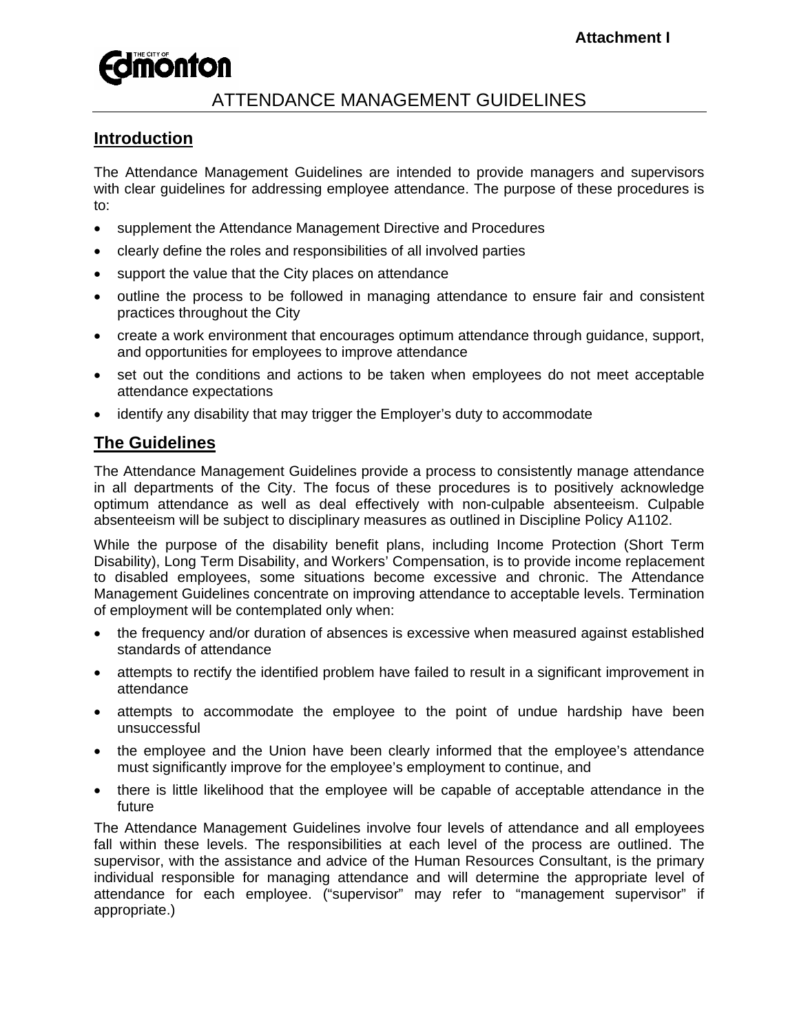**Attachment I**

The City of Edmonton

# ATTENDANCE MANAGEMENT GUIDELINES

## Introduction

The Attendance Management Guidelines are intended to provide managers and supervisors with clear guidelines for addressing employee attendance. The purpose of these procedures is to:

- supplement the Attendance Management Directive and Procedures
- clearly define the roles and responsibilities of all involved parties
- support the value that the City places on attendance
- outline the process to be followed in managing attendance to ensure fair and consistent practices throughout the City
- create a work environment that encourages optimum attendance through guidance, support, and opportunities for employees to improve attendance
- set out the conditions and actions to be taken when employees do not meet acceptable attendance expectations
- identify any disability that may trigger the Employer's duty to accommodate

## The Guidelines

The Attendance Management Guidelines provide a process to consistently manage attendance in all departments of the City. The focus of these procedures is to positively acknowledge optimum attendance as well as deal effectively with non-culpable absenteeism. Culpable absenteeism will be subject to disciplinary measures as outlined in Discipline Policy A1102.

While the purpose of the disability benefit plans, including Income Protection (Short Term Disability), Long Term Disability, and Workers' Compensation, is to provide income replacement to disabled employees, some situations become excessive and chronic. The Attendance Management Guidelines concentrate on improving attendance to acceptable levels. Termination of employment will be contemplated only when:

- the frequency and/or duration of absences is excessive when measured against established standards of attendance
- attempts to rectify the identified problem have failed to result in a significant improvement in attendance
- attempts to accommodate the employee to the point of undue hardship have been unsuccessful
- the employee and the Union have been clearly informed that the employee's attendance must significantly improve for the employee's employment to continue, and
- there is little likelihood that the employee will be capable of acceptable attendance in the future

The Attendance Management Guidelines involve four levels of attendance and all employees fall within these levels. The responsibilities at each level of the process are outlined. The supervisor, with the assistance and advice of the Human Resources Consultant, is the primary individual responsible for managing attendance and will determine the appropriate level of attendance for each employee. ("supervisor" may refer to "management supervisor" if appropriate.)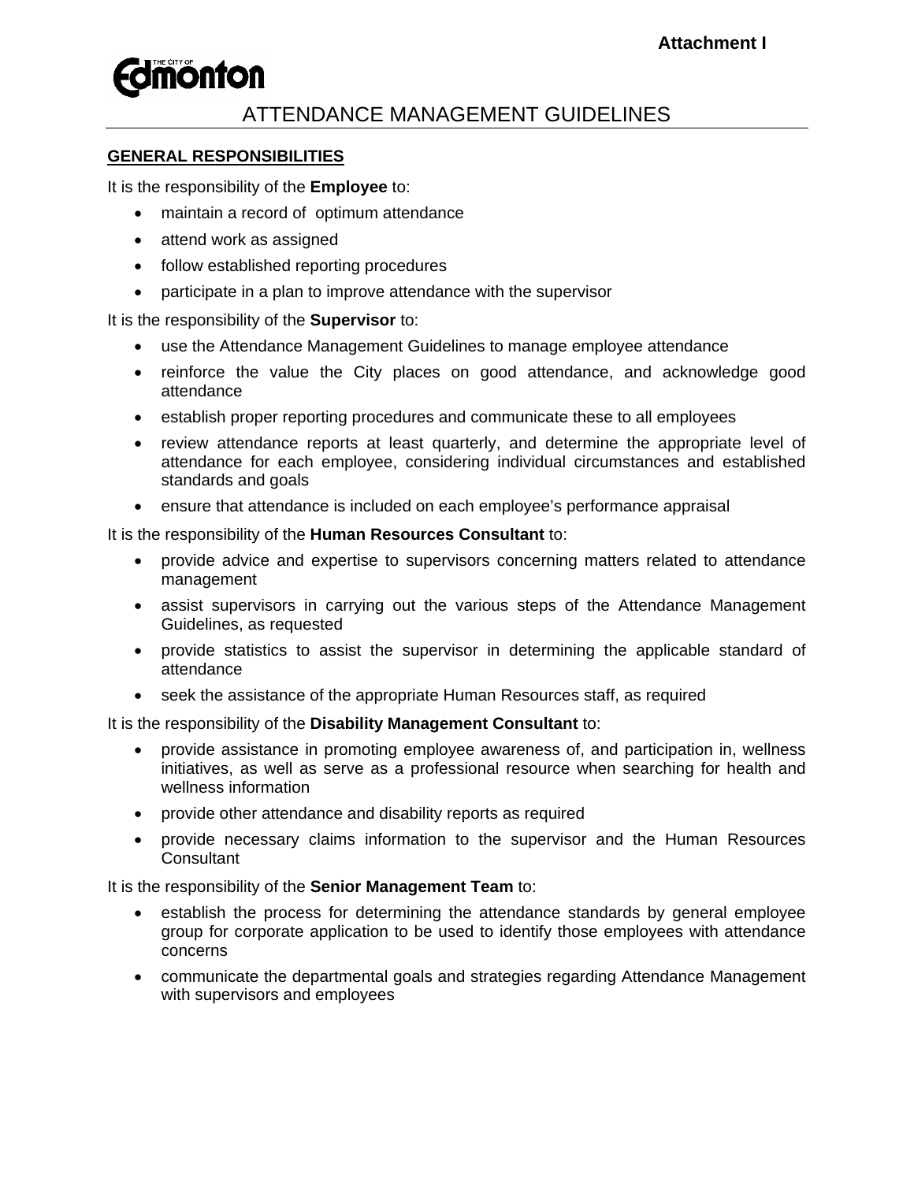Attachment I

# ATTENDANCE MANAGEMENT GUIDELINES

## GENERAL RESPONSIBILITIES

It is the responsibility of the **Employee** to:

- maintain a record of optimum attendance
- attend work as assigned
- follow established reporting procedures
- participate in a plan to improve attendance with the supervisor

It is the responsibility of the **Supervisor** to:

- use the Attendance Management Guidelines to manage employee attendance
- reinforce the value the City places on good attendance, and acknowledge good attendance
- establish proper reporting procedures and communicate these to all employees
- review attendance reports at least quarterly, and determine the appropriate level of attendance for each employee, considering individual circumstances and established standards and goals
- ensure that attendance is included on each employee's performance appraisal

It is the responsibility of the **Human Resources Consultant** to:

- provide advice and expertise to supervisors concerning matters related to attendance management
- assist supervisors in carrying out the various steps of the Attendance Management Guidelines, as requested
- provide statistics to assist the supervisor in determining the applicable standard of attendance
- seek the assistance of the appropriate Human Resources staff, as required

It is the responsibility of the **Disability Management Consultant** to:

- provide assistance in promoting employee awareness of, and participation in, wellness initiatives, as well as serve as a professional resource when searching for health and wellness information
- provide other attendance and disability reports as required
- provide necessary claims information to the supervisor and the Human Resources Consultant

It is the responsibility of the **Senior Management Team** to:

- establish the process for determining the attendance standards by general employee group for corporate application to be used to identify those employees with attendance concerns
- communicate the departmental goals and strategies regarding Attendance Management with supervisors and employees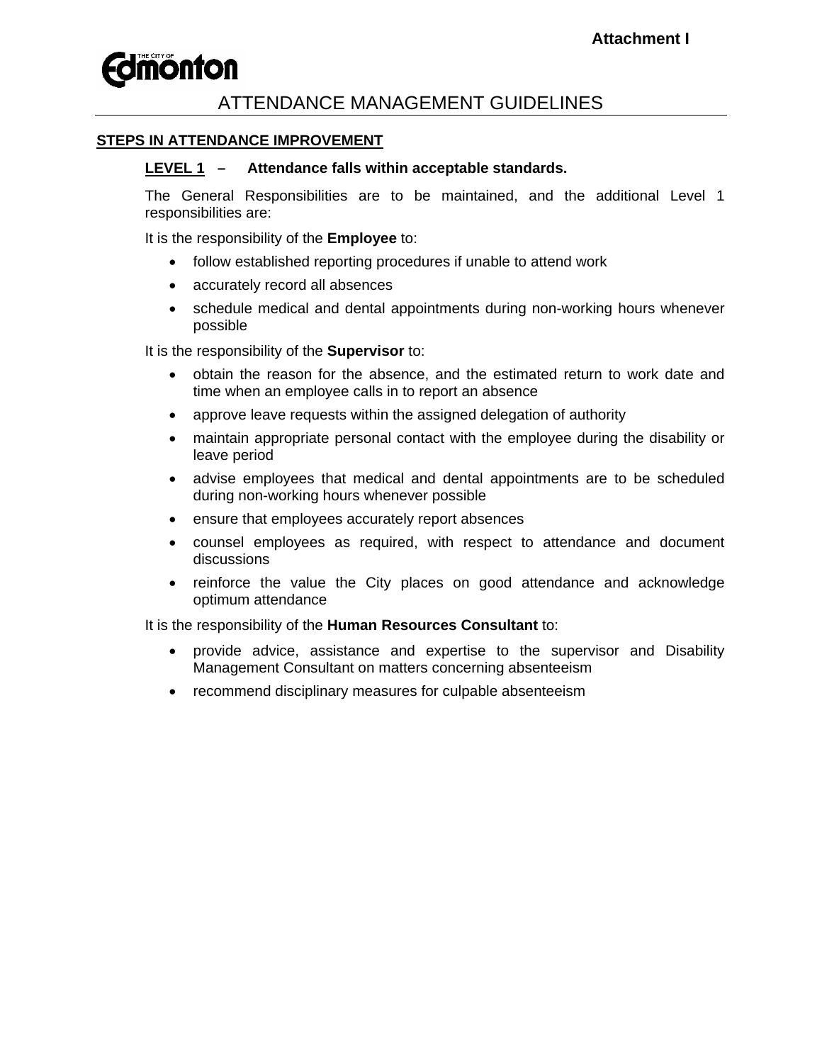**Attachment I**

# ATTENDANCE MANAGEMENT GUIDELINES

## STEPS IN ATTENDANCE IMPROVEMENT

### LEVEL 1 – Attendance falls within acceptable standards.

The General Responsibilities are to be maintained, and the additional Level 1 responsibilities are:

It is the responsibility of the **Employee** to:

- follow established reporting procedures if unable to attend work
- accurately record all absences
- schedule medical and dental appointments during non-working hours whenever possible

It is the responsibility of the **Supervisor** to:

- obtain the reason for the absence, and the estimated return to work date and time when an employee calls in to report an absence
- approve leave requests within the assigned delegation of authority
- maintain appropriate personal contact with the employee during the disability or leave period
- advise employees that medical and dental appointments are to be scheduled during non-working hours whenever possible
- ensure that employees accurately report absences
- counsel employees as required, with respect to attendance and document discussions
- reinforce the value the City places on good attendance and acknowledge optimum attendance

It is the responsibility of the **Human Resources Consultant** to:

- provide advice, assistance and expertise to the supervisor and Disability Management Consultant on matters concerning absenteeism
- recommend disciplinary measures for culpable absenteeism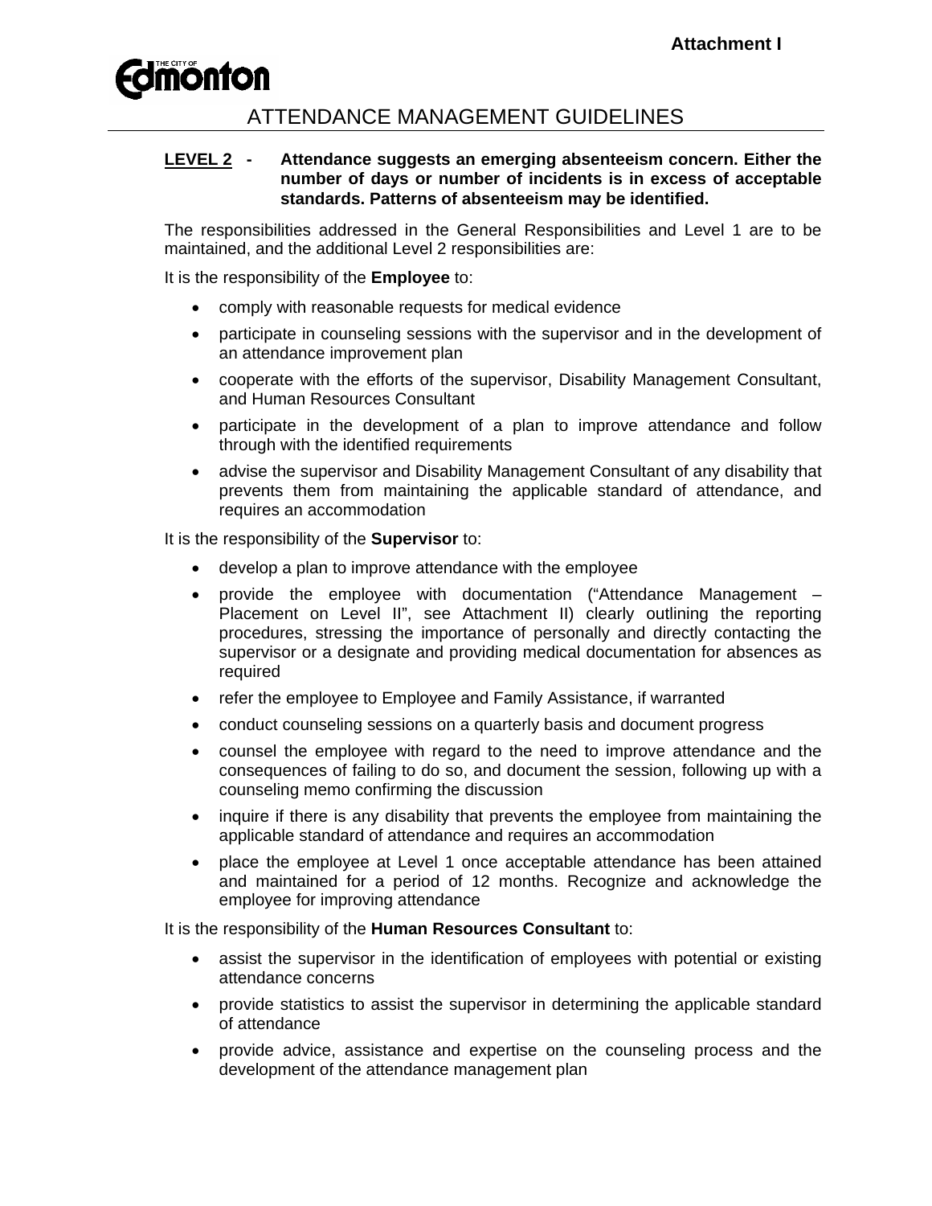**Attachment I**

# ATTENDANCE MANAGEMENT GUIDELINES

**LEVEL 2 - Attendance suggests an emerging absenteeism concern. Either the number of days or number of incidents is in excess of acceptable standards. Patterns of absenteeism may be identified.**

The responsibilities addressed in the General Responsibilities and Level 1 are to be maintained, and the additional Level 2 responsibilities are:

It is the responsibility of the **Employee** to:

- comply with reasonable requests for medical evidence
- participate in counseling sessions with the supervisor and in the development of an attendance improvement plan
- cooperate with the efforts of the supervisor, Disability Management Consultant, and Human Resources Consultant
- participate in the development of a plan to improve attendance and follow through with the identified requirements
- advise the supervisor and Disability Management Consultant of any disability that prevents them from maintaining the applicable standard of attendance, and requires an accommodation

It is the responsibility of the **Supervisor** to:

- develop a plan to improve attendance with the employee
- provide the employee with documentation ("Attendance Management – Placement on Level II", see Attachment II) clearly outlining the reporting procedures, stressing the importance of personally and directly contacting the supervisor or a designate and providing medical documentation for absences as required
- refer the employee to Employee and Family Assistance, if warranted
- conduct counseling sessions on a quarterly basis and document progress
- counsel the employee with regard to the need to improve attendance and the consequences of failing to do so, and document the session, following up with a counseling memo confirming the discussion
- inquire if there is any disability that prevents the employee from maintaining the applicable standard of attendance and requires an accommodation
- place the employee at Level 1 once acceptable attendance has been attained and maintained for a period of 12 months. Recognize and acknowledge the employee for improving attendance

It is the responsibility of the **Human Resources Consultant** to:

- assist the supervisor in the identification of employees with potential or existing attendance concerns
- provide statistics to assist the supervisor in determining the applicable standard of attendance
- provide advice, assistance and expertise on the counseling process and the development of the attendance management plan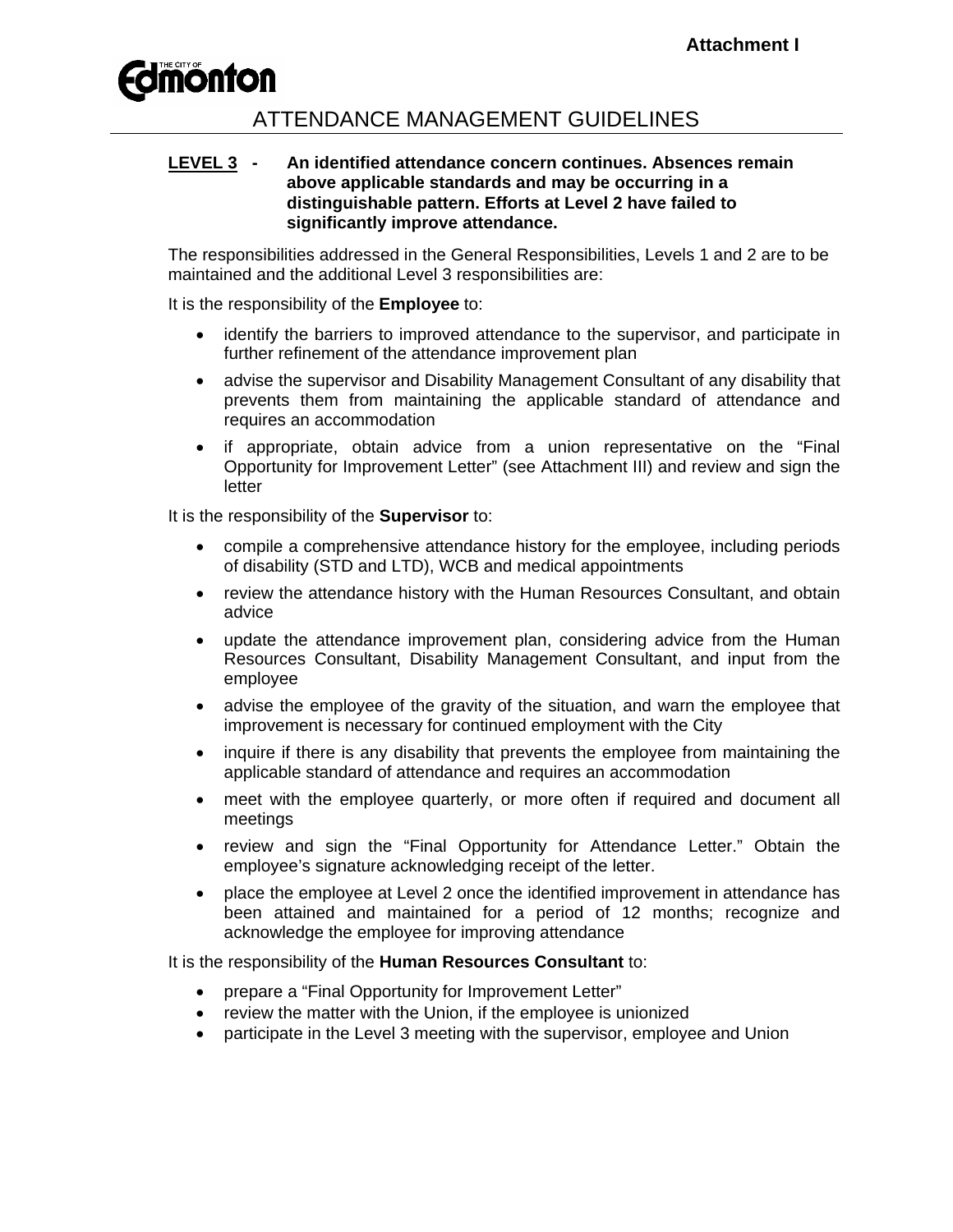Attachment I

# ATTENDANCE MANAGEMENT GUIDELINES

**LEVEL 3 - An identified attendance concern continues. Absences remain above applicable standards and may be occurring in a distinguishable pattern. Efforts at Level 2 have failed to significantly improve attendance.**

The responsibilities addressed in the General Responsibilities, Levels 1 and 2 are to be maintained and the additional Level 3 responsibilities are:

It is the responsibility of the **Employee** to:

- identify the barriers to improved attendance to the supervisor, and participate in further refinement of the attendance improvement plan
- advise the supervisor and Disability Management Consultant of any disability that prevents them from maintaining the applicable standard of attendance and requires an accommodation
- if appropriate, obtain advice from a union representative on the "Final Opportunity for Improvement Letter" (see Attachment III) and review and sign the letter

It is the responsibility of the **Supervisor** to:

- compile a comprehensive attendance history for the employee, including periods of disability (STD and LTD), WCB and medical appointments
- review the attendance history with the Human Resources Consultant, and obtain advice
- update the attendance improvement plan, considering advice from the Human Resources Consultant, Disability Management Consultant, and input from the employee
- advise the employee of the gravity of the situation, and warn the employee that improvement is necessary for continued employment with the City
- inquire if there is any disability that prevents the employee from maintaining the applicable standard of attendance and requires an accommodation
- meet with the employee quarterly, or more often if required and document all meetings
- review and sign the "Final Opportunity for Attendance Letter." Obtain the employee's signature acknowledging receipt of the letter.
- place the employee at Level 2 once the identified improvement in attendance has been attained and maintained for a period of 12 months; recognize and acknowledge the employee for improving attendance

It is the responsibility of the **Human Resources Consultant** to:

- prepare a "Final Opportunity for Improvement Letter"
- review the matter with the Union, if the employee is unionized
- participate in the Level 3 meeting with the supervisor, employee and Union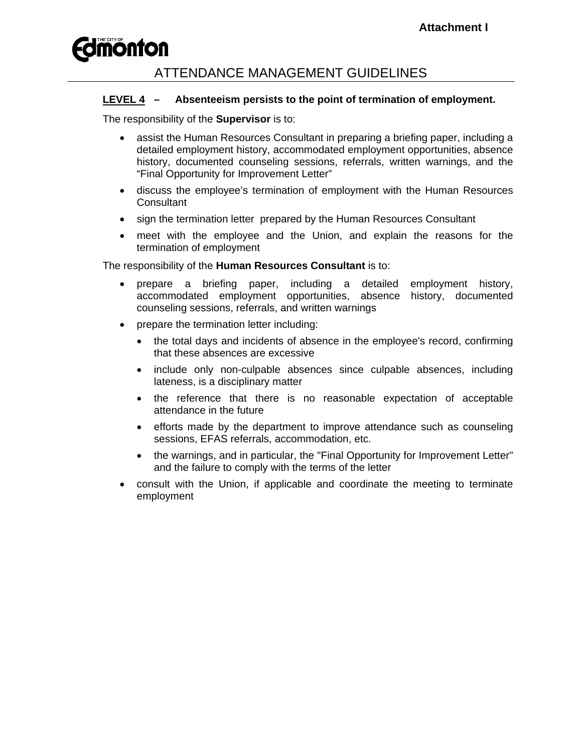Attachment I

# ATTENDANCE MANAGEMENT GUIDELINES

**LEVEL 4 – Absenteeism persists to the point of termination of employment.**

The responsibility of the **Supervisor** is to:

- assist the Human Resources Consultant in preparing a briefing paper, including a detailed employment history, accommodated employment opportunities, absence history, documented counseling sessions, referrals, written warnings, and the "Final Opportunity for Improvement Letter"
- discuss the employee's termination of employment with the Human Resources Consultant
- sign the termination letter prepared by the Human Resources Consultant
- meet with the employee and the Union, and explain the reasons for the termination of employment

The responsibility of the **Human Resources Consultant** is to:

- prepare a briefing paper, including a detailed employment history, accommodated employment opportunities, absence history, documented counseling sessions, referrals, and written warnings
- prepare the termination letter including:
  - the total days and incidents of absence in the employee's record, confirming that these absences are excessive
  - include only non-culpable absences since culpable absences, including lateness, is a disciplinary matter
  - the reference that there is no reasonable expectation of acceptable attendance in the future
  - efforts made by the department to improve attendance such as counseling sessions, EFAS referrals, accommodation, etc.
  - the warnings, and in particular, the "Final Opportunity for Improvement Letter" and the failure to comply with the terms of the letter
- consult with the Union, if applicable and coordinate the meeting to terminate employment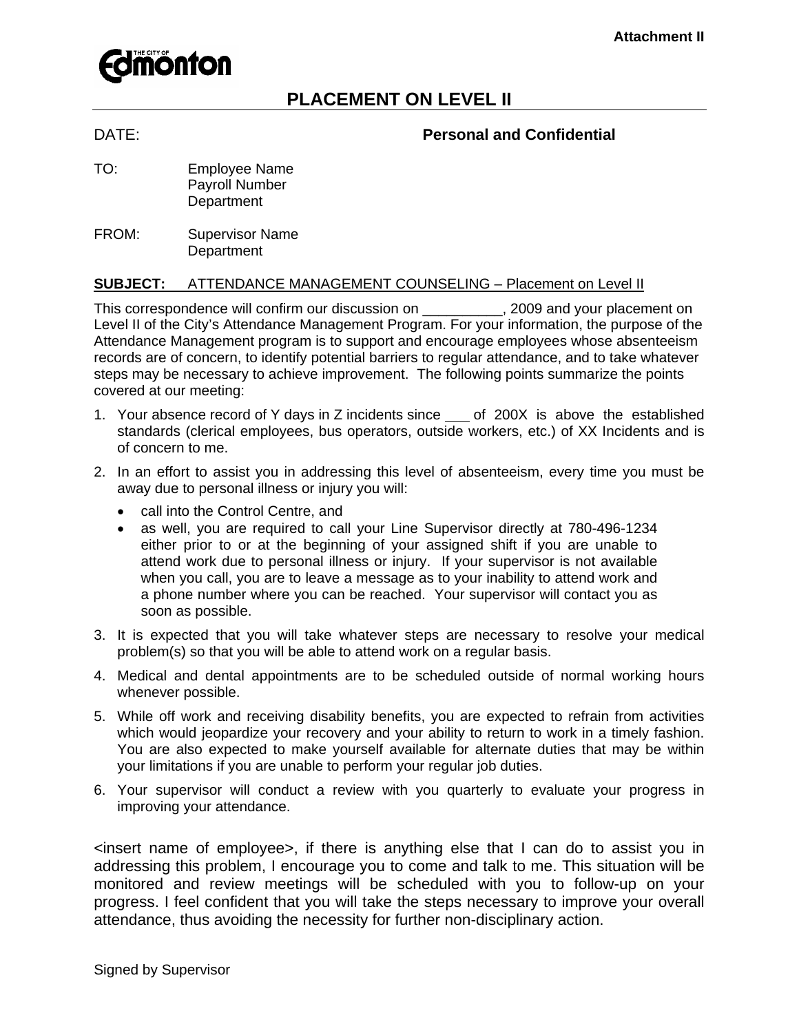Attachment II

The City of Edmonton

# PLACEMENT ON LEVEL II

DATE: **Personal and Confidential**

TO: Employee Name
Payroll Number
Department

FROM: Supervisor Name
Department

**SUBJECT:** ATTENDANCE MANAGEMENT COUNSELING – Placement on Level II

This correspondence will confirm our discussion on __________, 2009 and your placement on Level II of the City's Attendance Management Program. For your information, the purpose of the Attendance Management program is to support and encourage employees whose absenteeism records are of concern, to identify potential barriers to regular attendance, and to take whatever steps may be necessary to achieve improvement. The following points summarize the points covered at our meeting:

1. Your absence record of Y days in Z incidents since ___ of 200X is above the established standards (clerical employees, bus operators, outside workers, etc.) of XX Incidents and is of concern to me.
2. In an effort to assist you in addressing this level of absenteeism, every time you must be away due to personal illness or injury you will:
   - call into the Control Centre, and
   - as well, you are required to call your Line Supervisor directly at 780-496-1234 either prior to or at the beginning of your assigned shift if you are unable to attend work due to personal illness or injury. If your supervisor is not available when you call, you are to leave a message as to your inability to attend work and a phone number where you can be reached. Your supervisor will contact you as soon as possible.
3. It is expected that you will take whatever steps are necessary to resolve your medical problem(s) so that you will be able to attend work on a regular basis.
4. Medical and dental appointments are to be scheduled outside of normal working hours whenever possible.
5. While off work and receiving disability benefits, you are expected to refrain from activities which would jeopardize your recovery and your ability to return to work in a timely fashion. You are also expected to make yourself available for alternate duties that may be within your limitations if you are unable to perform your regular job duties.
6. Your supervisor will conduct a review with you quarterly to evaluate your progress in improving your attendance.

<insert name of employee>, if there is anything else that I can do to assist you in addressing this problem, I encourage you to come and talk to me. This situation will be monitored and review meetings will be scheduled with you to follow-up on your progress. I feel confident that you will take the steps necessary to improve your overall attendance, thus avoiding the necessity for further non-disciplinary action.

Signed by Supervisor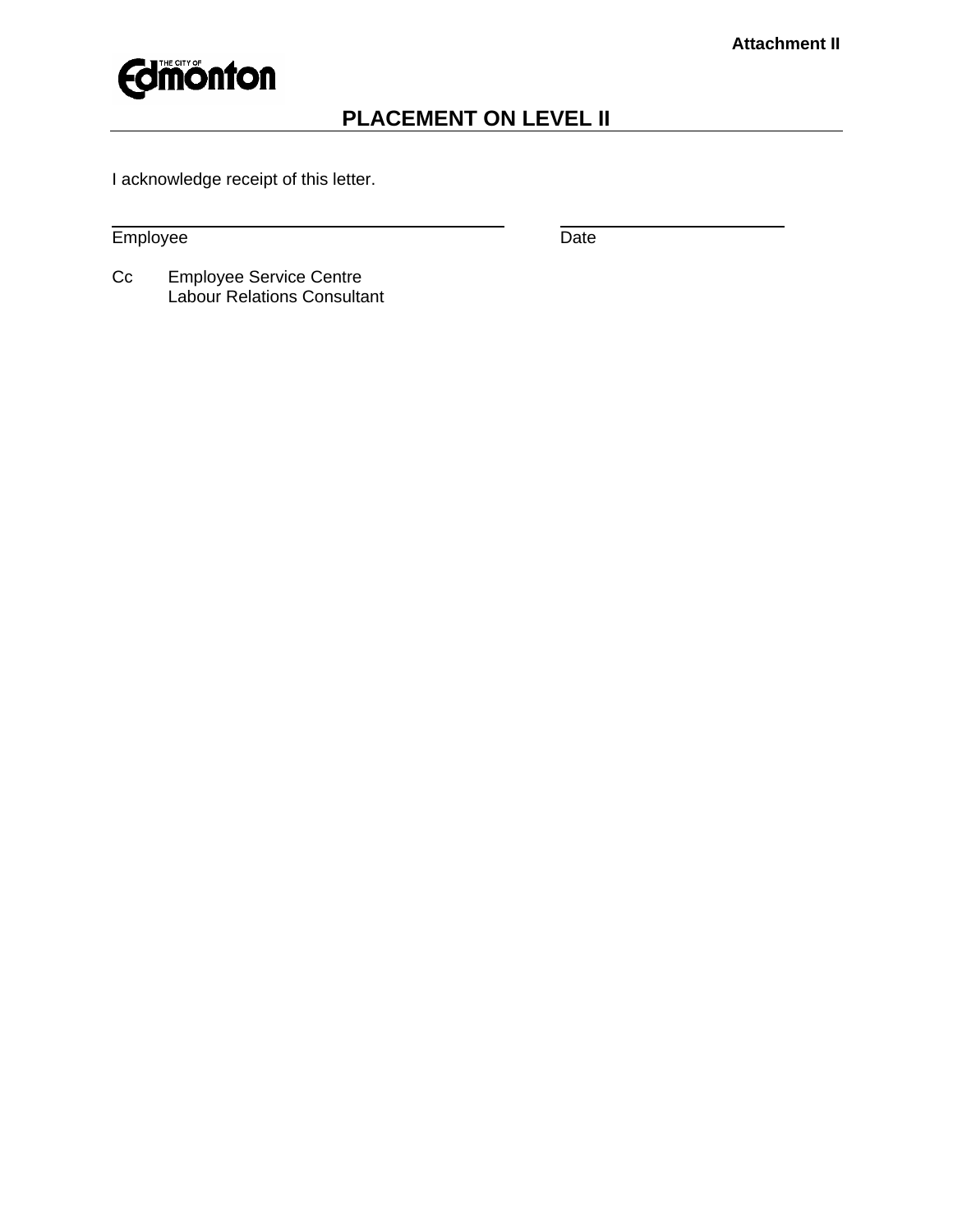**Attachment II**

The City of Edmonton

## PLACEMENT ON LEVEL II

I acknowledge receipt of this letter.

\_\_\_\_\_\_\_\_\_\_\_\_\_\_\_\_\_\_\_\_\_\_\_\_\_\_\_\_\_\_\_\_\_\_\_\_\_\_\_\_ \_\_\_\_\_\_\_\_\_\_\_\_\_\_\_\_\_\_\_\_\_\_\_\_
Employee Date

Cc Employee Service Centre
Labour Relations Consultant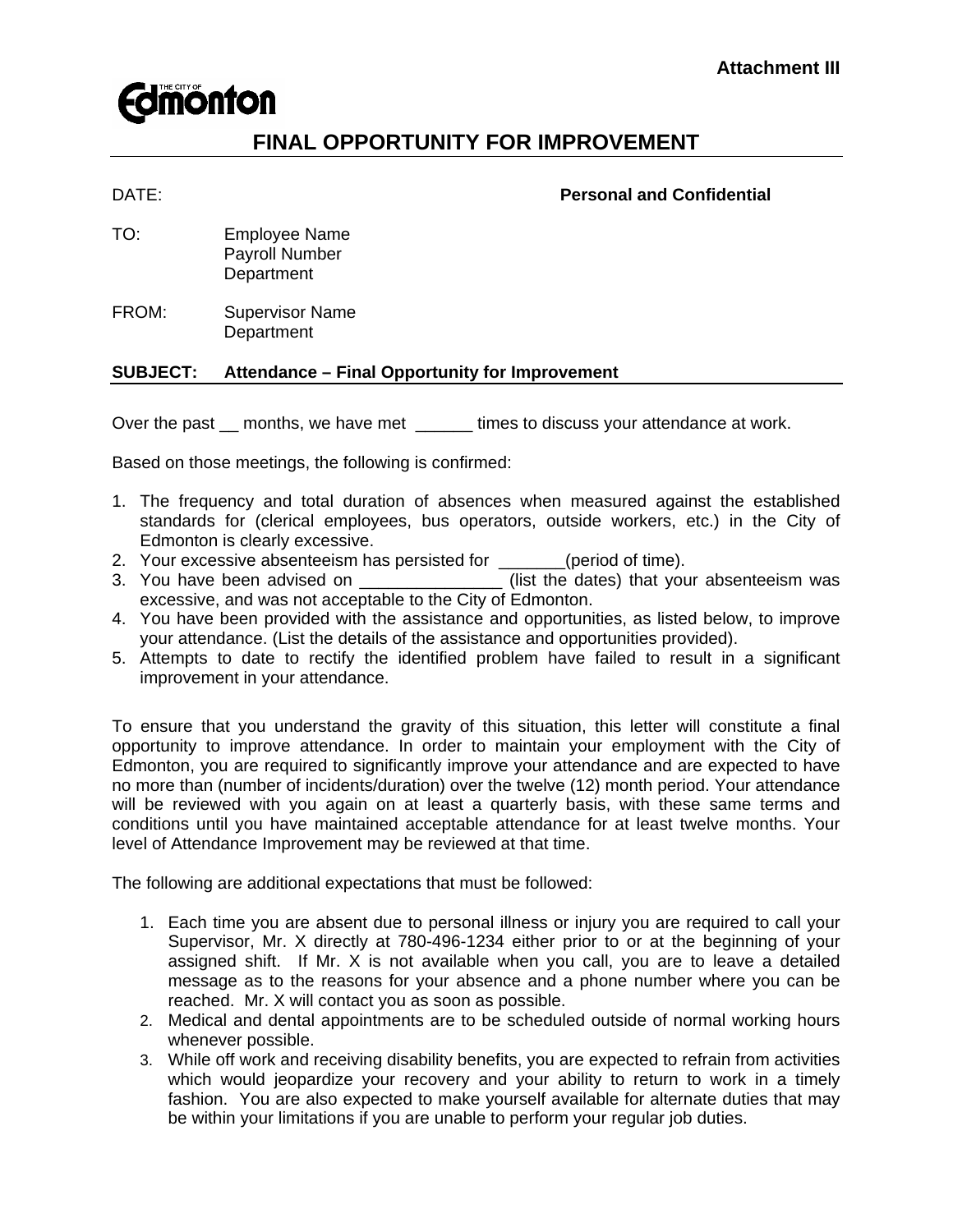Attachment III

THE CITY OF Edmonton

# FINAL OPPORTUNITY FOR IMPROVEMENT

DATE: **Personal and Confidential**

TO: Employee Name
Payroll Number
Department

FROM: Supervisor Name
Department

**SUBJECT: Attendance – Final Opportunity for Improvement**

Over the past __ months, we have met ______ times to discuss your attendance at work.

Based on those meetings, the following is confirmed:

1. The frequency and total duration of absences when measured against the established standards for (clerical employees, bus operators, outside workers, etc.) in the City of Edmonton is clearly excessive.
2. Your excessive absenteeism has persisted for _______(period of time).
3. You have been advised on _______________ (list the dates) that your absenteeism was excessive, and was not acceptable to the City of Edmonton.
4. You have been provided with the assistance and opportunities, as listed below, to improve your attendance. (List the details of the assistance and opportunities provided).
5. Attempts to date to rectify the identified problem have failed to result in a significant improvement in your attendance.

To ensure that you understand the gravity of this situation, this letter will constitute a final opportunity to improve attendance. In order to maintain your employment with the City of Edmonton, you are required to significantly improve your attendance and are expected to have no more than (number of incidents/duration) over the twelve (12) month period. Your attendance will be reviewed with you again on at least a quarterly basis, with these same terms and conditions until you have maintained acceptable attendance for at least twelve months. Your level of Attendance Improvement may be reviewed at that time.

The following are additional expectations that must be followed:

1. Each time you are absent due to personal illness or injury you are required to call your Supervisor, Mr. X directly at 780-496-1234 either prior to or at the beginning of your assigned shift. If Mr. X is not available when you call, you are to leave a detailed message as to the reasons for your absence and a phone number where you can be reached. Mr. X will contact you as soon as possible.
2. Medical and dental appointments are to be scheduled outside of normal working hours whenever possible.
3. While off work and receiving disability benefits, you are expected to refrain from activities which would jeopardize your recovery and your ability to return to work in a timely fashion. You are also expected to make yourself available for alternate duties that may be within your limitations if you are unable to perform your regular job duties.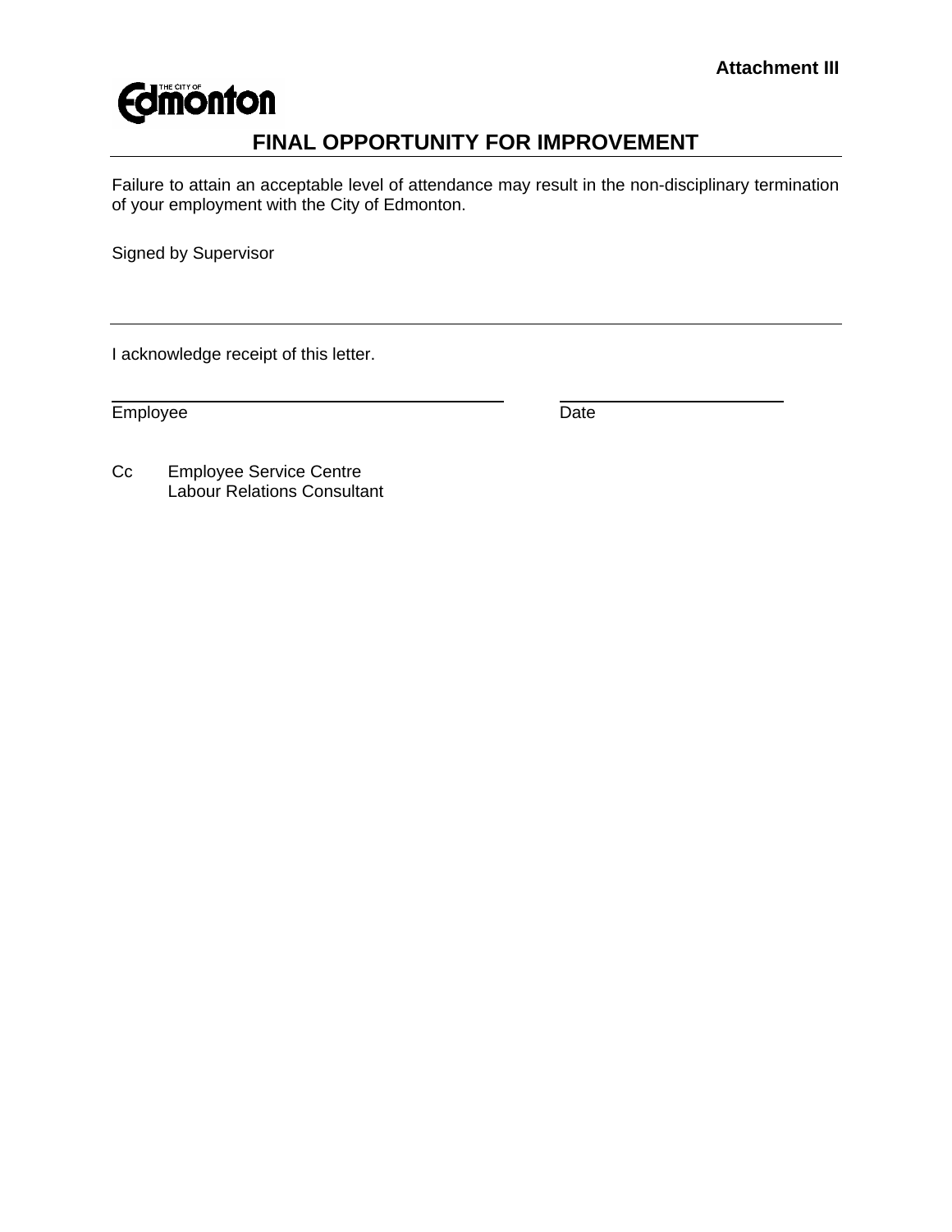**Attachment III**

THE CITY OF Edmonton

# FINAL OPPORTUNITY FOR IMPROVEMENT

Failure to attain an acceptable level of attendance may result in the non-disciplinary termination of your employment with the City of Edmonton.

Signed by Supervisor

---

I acknowledge receipt of this letter.

\_\_\_\_\_\_\_\_\_\_\_\_\_\_\_\_\_\_\_\_\_\_\_\_\_\_\_\_\_\_\_\_\_\_ \_\_\_\_\_\_\_\_\_\_\_\_\_\_\_\_\_\_\_\_

Employee Date

Cc Employee Service Centre
Labour Relations Consultant